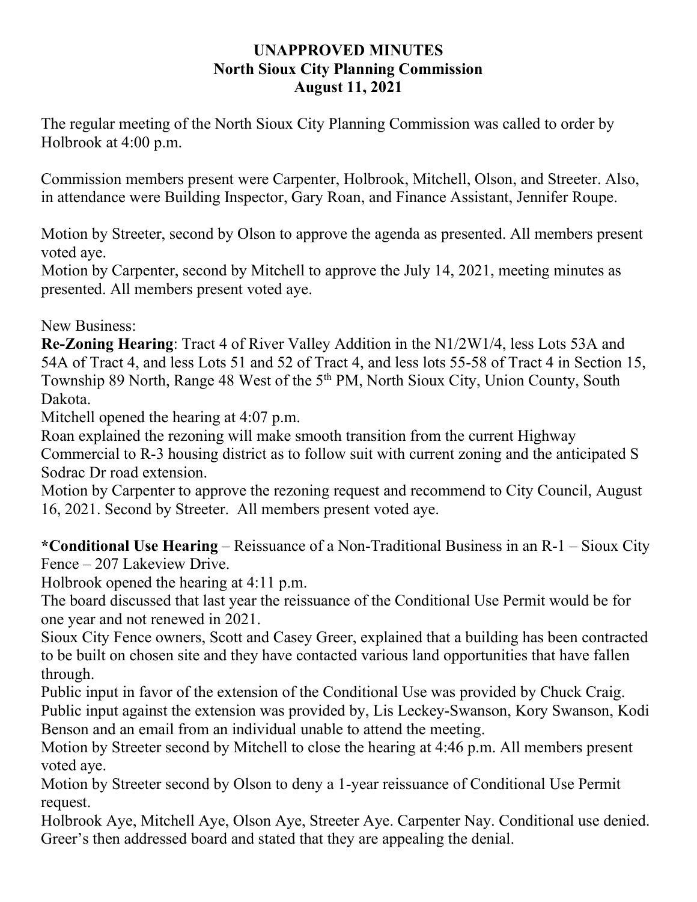# UNAPPROVED MINUTES
## North Sioux City Planning Commission
## August 11, 2021

The regular meeting of the North Sioux City Planning Commission was called to order by Holbrook at 4:00 p.m.

Commission members present were Carpenter, Holbrook, Mitchell, Olson, and Streeter. Also, in attendance were Building Inspector, Gary Roan, and Finance Assistant, Jennifer Roupe.

Motion by Streeter, second by Olson to approve the agenda as presented. All members present voted aye.
Motion by Carpenter, second by Mitchell to approve the July 14, 2021, meeting minutes as presented. All members present voted aye.

New Business:
**Re-Zoning Hearing**: Tract 4 of River Valley Addition in the N1/2W1/4, less Lots 53A and 54A of Tract 4, and less Lots 51 and 52 of Tract 4, and less lots 55-58 of Tract 4 in Section 15, Township 89 North, Range 48 West of the 5th PM, North Sioux City, Union County, South Dakota.
Mitchell opened the hearing at 4:07 p.m.
Roan explained the rezoning will make smooth transition from the current Highway Commercial to R-3 housing district as to follow suit with current zoning and the anticipated S Sodrac Dr road extension.
Motion by Carpenter to approve the rezoning request and recommend to City Council, August 16, 2021. Second by Streeter. All members present voted aye.

***Conditional Use Hearing** – Reissuance of a Non-Traditional Business in an R-1 – Sioux City Fence – 207 Lakeview Drive.
Holbrook opened the hearing at 4:11 p.m.
The board discussed that last year the reissuance of the Conditional Use Permit would be for one year and not renewed in 2021.
Sioux City Fence owners, Scott and Casey Greer, explained that a building has been contracted to be built on chosen site and they have contacted various land opportunities that have fallen through.
Public input in favor of the extension of the Conditional Use was provided by Chuck Craig.
Public input against the extension was provided by, Lis Leckey-Swanson, Kory Swanson, Kodi Benson and an email from an individual unable to attend the meeting.
Motion by Streeter second by Mitchell to close the hearing at 4:46 p.m. All members present voted aye.
Motion by Streeter second by Olson to deny a 1-year reissuance of Conditional Use Permit request.
Holbrook Aye, Mitchell Aye, Olson Aye, Streeter Aye. Carpenter Nay. Conditional use denied.
Greer's then addressed board and stated that they are appealing the denial.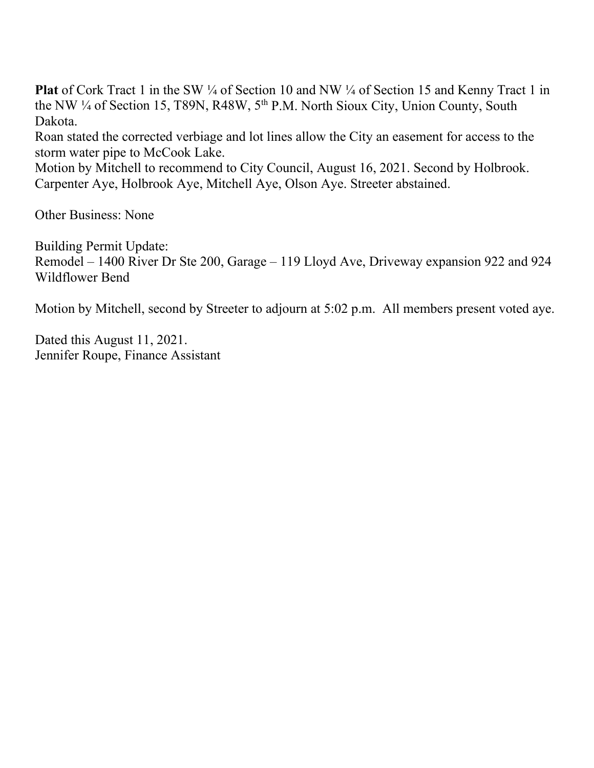**Plat** of Cork Tract 1 in the SW ¼ of Section 10 and NW ¼ of Section 15 and Kenny Tract 1 in the NW ¼ of Section 15, T89N, R48W, 5th P.M. North Sioux City, Union County, South Dakota.
Roan stated the corrected verbiage and lot lines allow the City an easement for access to the storm water pipe to McCook Lake.
Motion by Mitchell to recommend to City Council, August 16, 2021. Second by Holbrook. Carpenter Aye, Holbrook Aye, Mitchell Aye, Olson Aye. Streeter abstained.

Other Business: None

Building Permit Update:
Remodel – 1400 River Dr Ste 200, Garage – 119 Lloyd Ave, Driveway expansion 922 and 924 Wildflower Bend

Motion by Mitchell, second by Streeter to adjourn at 5:02 p.m. All members present voted aye.

Dated this August 11, 2021.
Jennifer Roupe, Finance Assistant